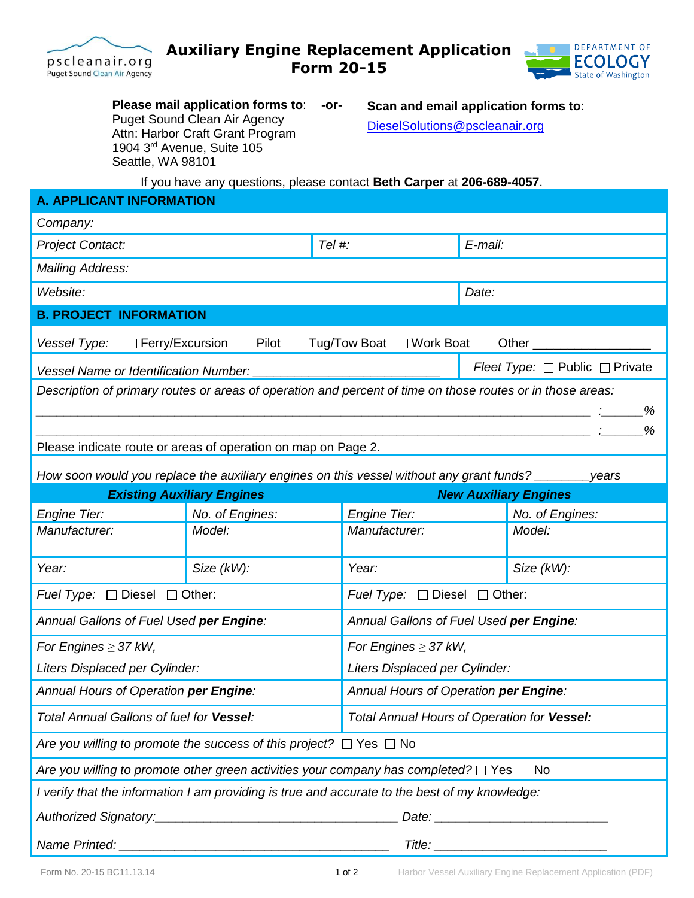# Auxiliary Engine Replacement Application
## Form 20-15

**Please mail application forms to**: Puget Sound Clean Air Agency
Attn: Harbor Craft Grant Program
1904 3rd Avenue, Suite 105
Seattle, WA 98101

**-or-**

**Scan and email application forms to**:
DieselSolutions@pscleanair.org

If you have any questions, please contact **Beth Carper** at **206-689-4057**.

## A. APPLICANT INFORMATION

| *Company:* | | |
|---|---|---|
| *Project Contact:* | *Tel #:* | *E-mail:* |
| *Mailing Address:* | | |
| *Website:* | | *Date:* |

## B. PROJECT INFORMATION

*Vessel Type:* ☐ Ferry/Excursion ☐ Pilot ☐ Tug/Tow Boat ☐ Work Boat ☐ Other ________________

*Vessel Name or Identification Number:* ___________________________ *Fleet Type:* ☐ Public ☐ Private

*Description of primary routes or areas of operation and percent of time on those routes or in those areas:*

________________________________________________________________________ *:*______*%*

________________________________________________________________________ *:*______*%*

Please indicate route or areas of operation on map on Page 2.

*How soon would you replace the auxiliary engines on this vessel without any grant funds?* ________*years*

| ***Existing Auxiliary Engines*** | | ***New Auxiliary Engines*** | |
|---|---|---|---|
| *Engine Tier:* | *No. of Engines:* | *Engine Tier:* | *No. of Engines:* |
| *Manufacturer:* | *Model:* | *Manufacturer:* | *Model:* |
| *Year:* | *Size (kW):* | *Year:* | *Size (kW):* |
| *Fuel Type:* ☐ Diesel ☐ Other: | | *Fuel Type:* ☐ Diesel ☐ Other: | |
| *Annual Gallons of Fuel Used **per Engine**:* | | *Annual Gallons of Fuel Used **per Engine**:* | |
| *For Engines ≥ 37 kW, Liters Displaced per Cylinder:* | | *For Engines ≥ 37 kW, Liters Displaced per Cylinder:* | |
| *Annual Hours of Operation **per Engine**:* | | *Annual Hours of Operation **per Engine**:* | |
| *Total Annual Gallons of fuel for **Vessel**:* | | *Total Annual Hours of Operation for **Vessel:*** | |

*Are you willing to promote the success of this project?* ☐ Yes ☐ No

*Are you willing to promote other green activities your company has completed?* ☐ Yes ☐ No

*I verify that the information I am providing is true and accurate to the best of my knowledge:*

*Authorized Signatory:*__________________________________ *Date:* _________________________

*Name Printed:* ________________________________________ *Title:* _________________________

Form No. 20-15 BC11.13.14 — Harbor Vessel Auxiliary Engine Replacement Application (PDF)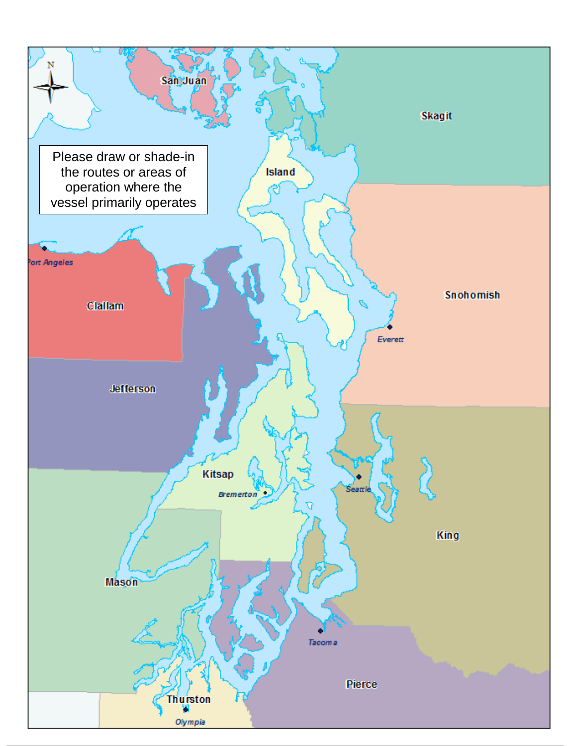Please draw or shade-in the routes or areas of operation where the vessel primarily operates

N

San Juan

Skagit

Island

Port Angeles

Clallam

Snohomish

Everett

Jefferson

Kitsap

Bremerton

Seattle

King

Mason

Tacoma

Pierce

Thurston

Olympia